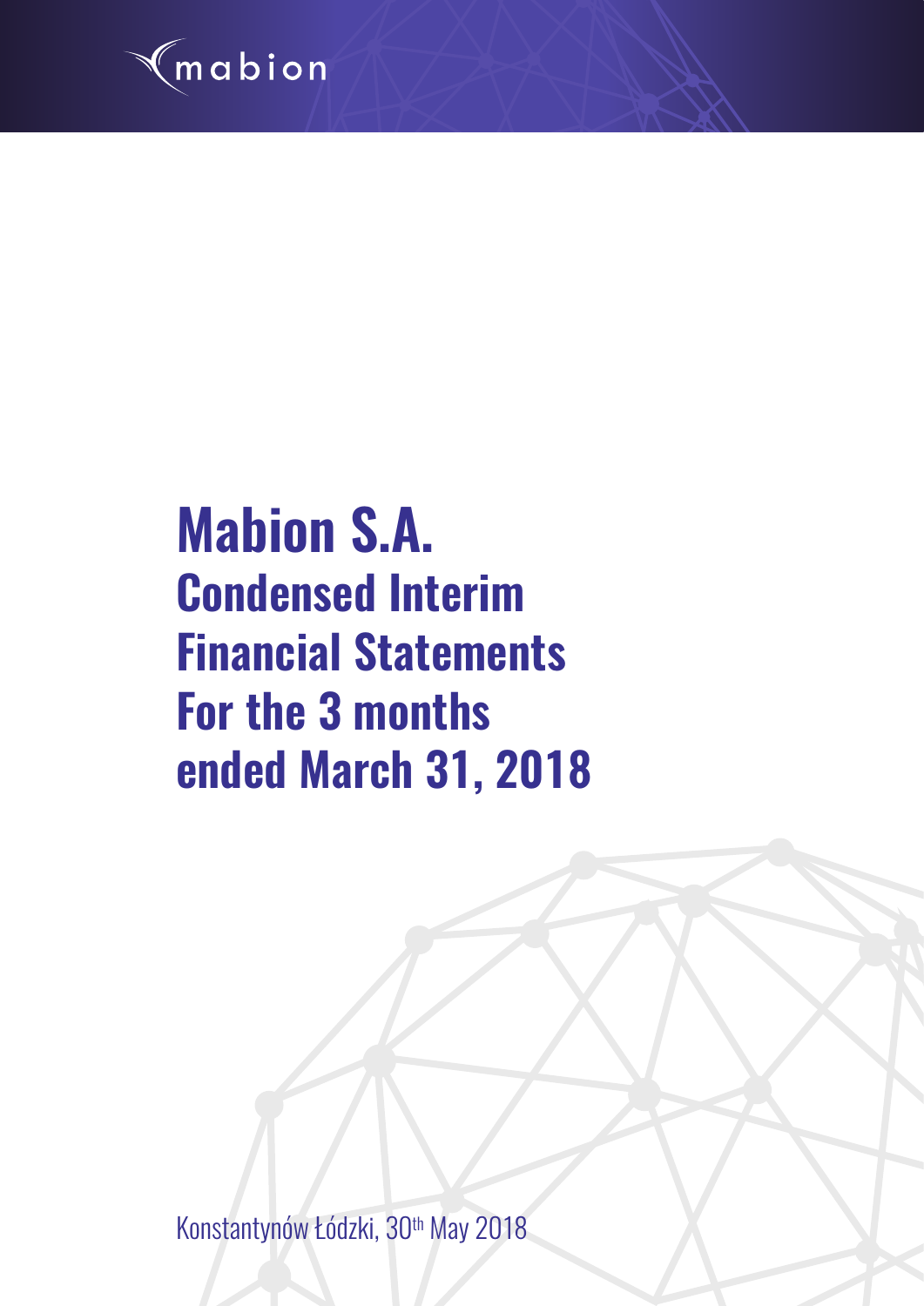mabion

# Mabion S.A.

## Condensed Interim Financial Statements For the 3 months ended March 31, 2018

Konstantynów Łódzki, 30th May 2018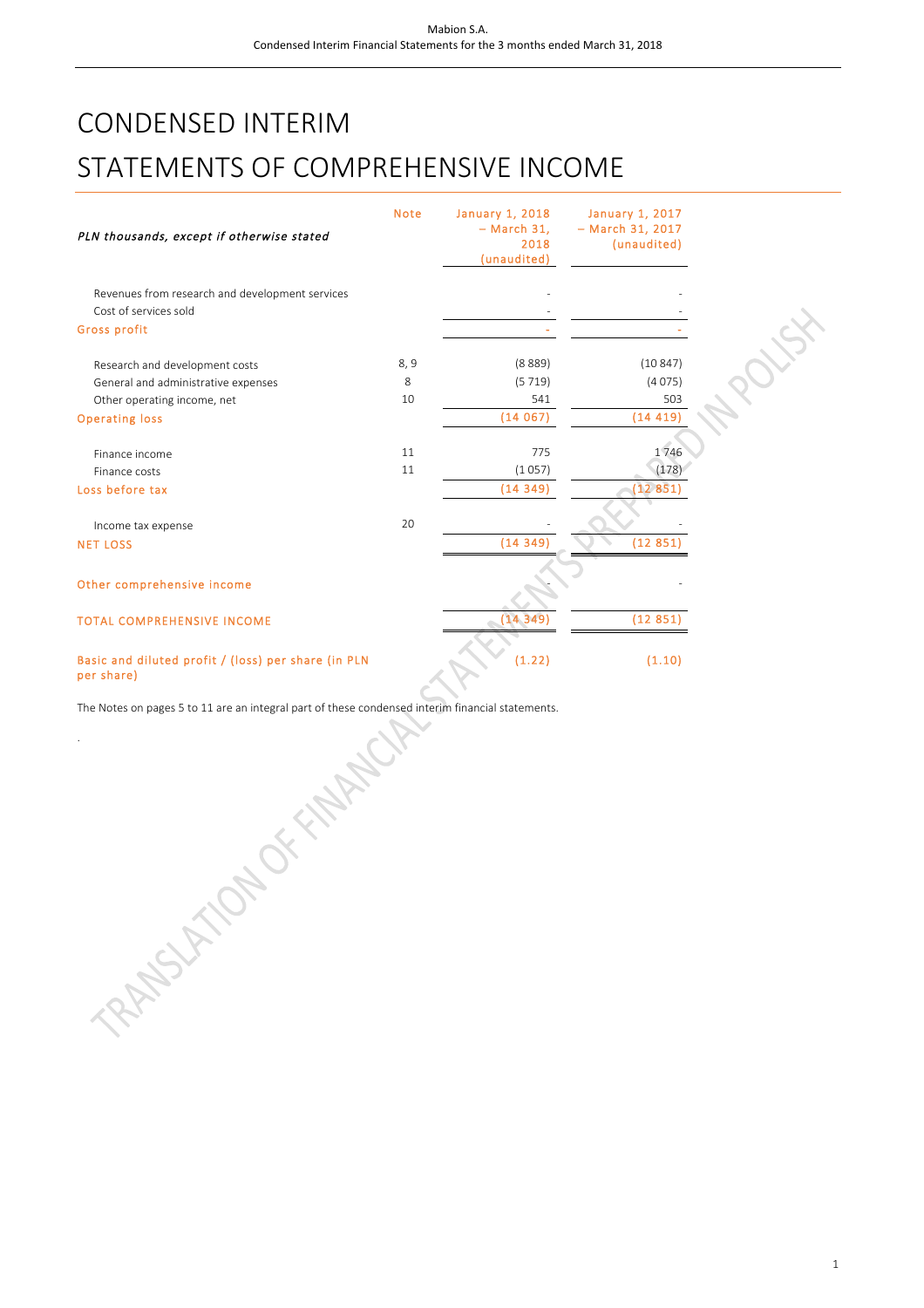# CONDENSED INTERIM STATEMENTS OF COMPREHENSIVE INCOME

| *PLN thousands, except if otherwise stated* | Note | January 1, 2018 – March 31, 2018 (unaudited) | January 1, 2017 – March 31, 2017 (unaudited) |
|---|---|---|---|
| Revenues from research and development services | | - | - |
| Cost of services sold | | - | - |
| Gross profit | | - | - |
| Research and development costs | 8, 9 | (8 889) | (10 847) |
| General and administrative expenses | 8 | (5 719) | (4 075) |
| Other operating income, net | 10 | 541 | 503 |
| Operating loss | | (14 067) | (14 419) |
| Finance income | 11 | 775 | 1 746 |
| Finance costs | 11 | (1 057) | (178) |
| Loss before tax | | (14 349) | (12 851) |
| Income tax expense | 20 | - | - |
| NET LOSS | | (14 349) | (12 851) |
| Other comprehensive income | | - | - |
| TOTAL COMPREHENSIVE INCOME | | (14 349) | (12 851) |
| Basic and diluted profit / (loss) per share (in PLN per share) | | (1.22) | (1.10) |

The Notes on pages 5 to 11 are an integral part of these condensed interim financial statements.

.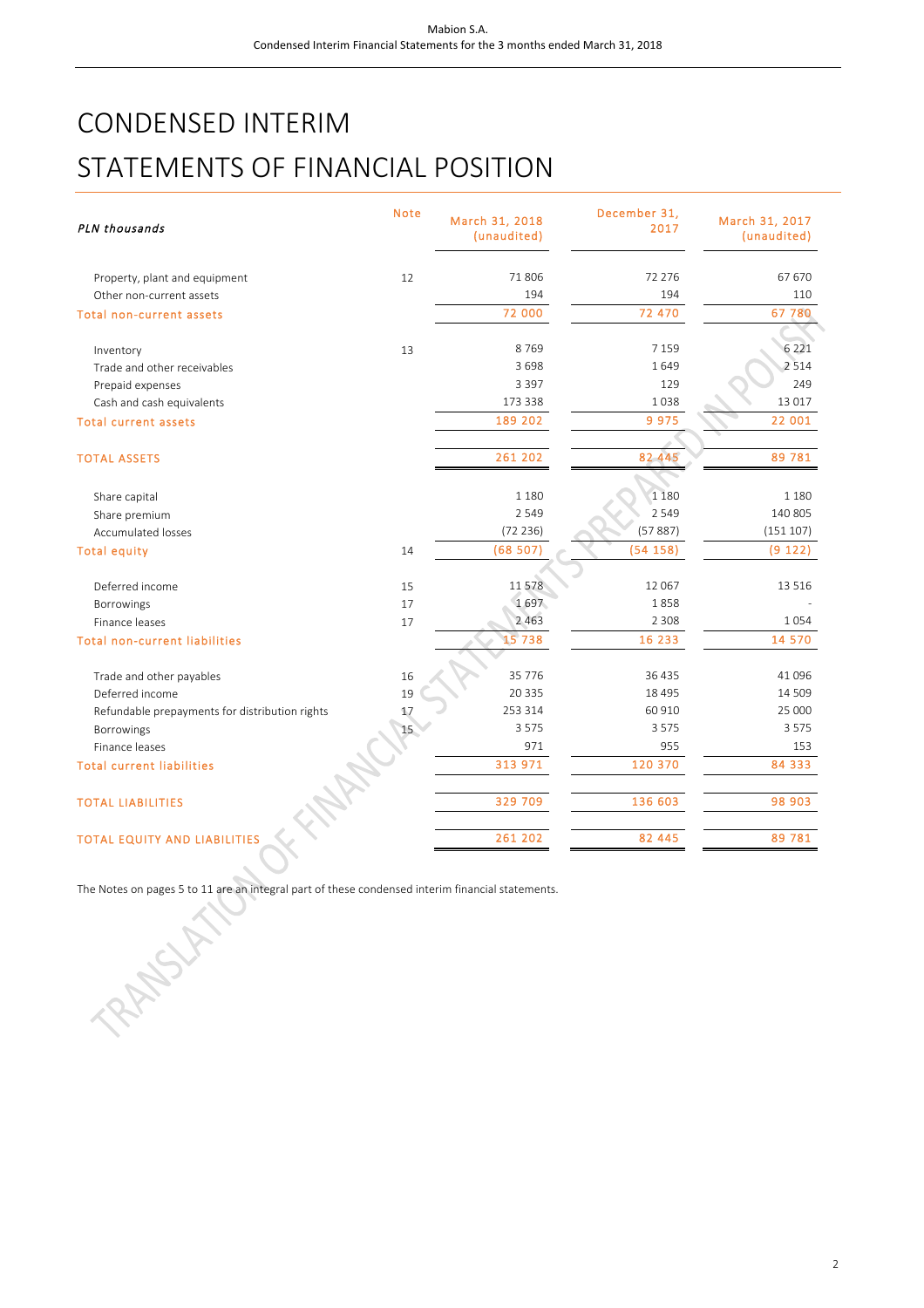# CONDENSED INTERIM STATEMENTS OF FINANCIAL POSITION

| *PLN thousands* | Note | March 31, 2018 (unaudited) | December 31, 2017 | March 31, 2017 (unaudited) |
|---|---|---|---|---|
| Property, plant and equipment | 12 | 71 806 | 72 276 | 67 670 |
| Other non-current assets | | 194 | 194 | 110 |
| Total non-current assets | | 72 000 | 72 470 | 67 780 |
| Inventory | 13 | 8 769 | 7 159 | 6 221 |
| Trade and other receivables | | 3 698 | 1 649 | 2 514 |
| Prepaid expenses | | 3 397 | 129 | 249 |
| Cash and cash equivalents | | 173 338 | 1 038 | 13 017 |
| Total current assets | | 189 202 | 9 975 | 22 001 |
| TOTAL ASSETS | | 261 202 | 82 445 | 89 781 |
| Share capital | | 1 180 | 1 180 | 1 180 |
| Share premium | | 2 549 | 2 549 | 140 805 |
| Accumulated losses | | (72 236) | (57 887) | (151 107) |
| Total equity | 14 | (68 507) | (54 158) | (9 122) |
| Deferred income | 15 | 11 578 | 12 067 | 13 516 |
| Borrowings | 17 | 1 697 | 1 858 | - |
| Finance leases | 17 | 2 463 | 2 308 | 1 054 |
| Total non-current liabilities | | 15 738 | 16 233 | 14 570 |
| Trade and other payables | 16 | 35 776 | 36 435 | 41 096 |
| Deferred income | 19 | 20 335 | 18 495 | 14 509 |
| Refundable prepayments for distribution rights | 17 | 253 314 | 60 910 | 25 000 |
| Borrowings | 15 | 3 575 | 3 575 | 3 575 |
| Finance leases | | 971 | 955 | 153 |
| Total current liabilities | | 313 971 | 120 370 | 84 333 |
| TOTAL LIABILITIES | | 329 709 | 136 603 | 98 903 |
| TOTAL EQUITY AND LIABILITIES | | 261 202 | 82 445 | 89 781 |

The Notes on pages 5 to 11 are an integral part of these condensed interim financial statements.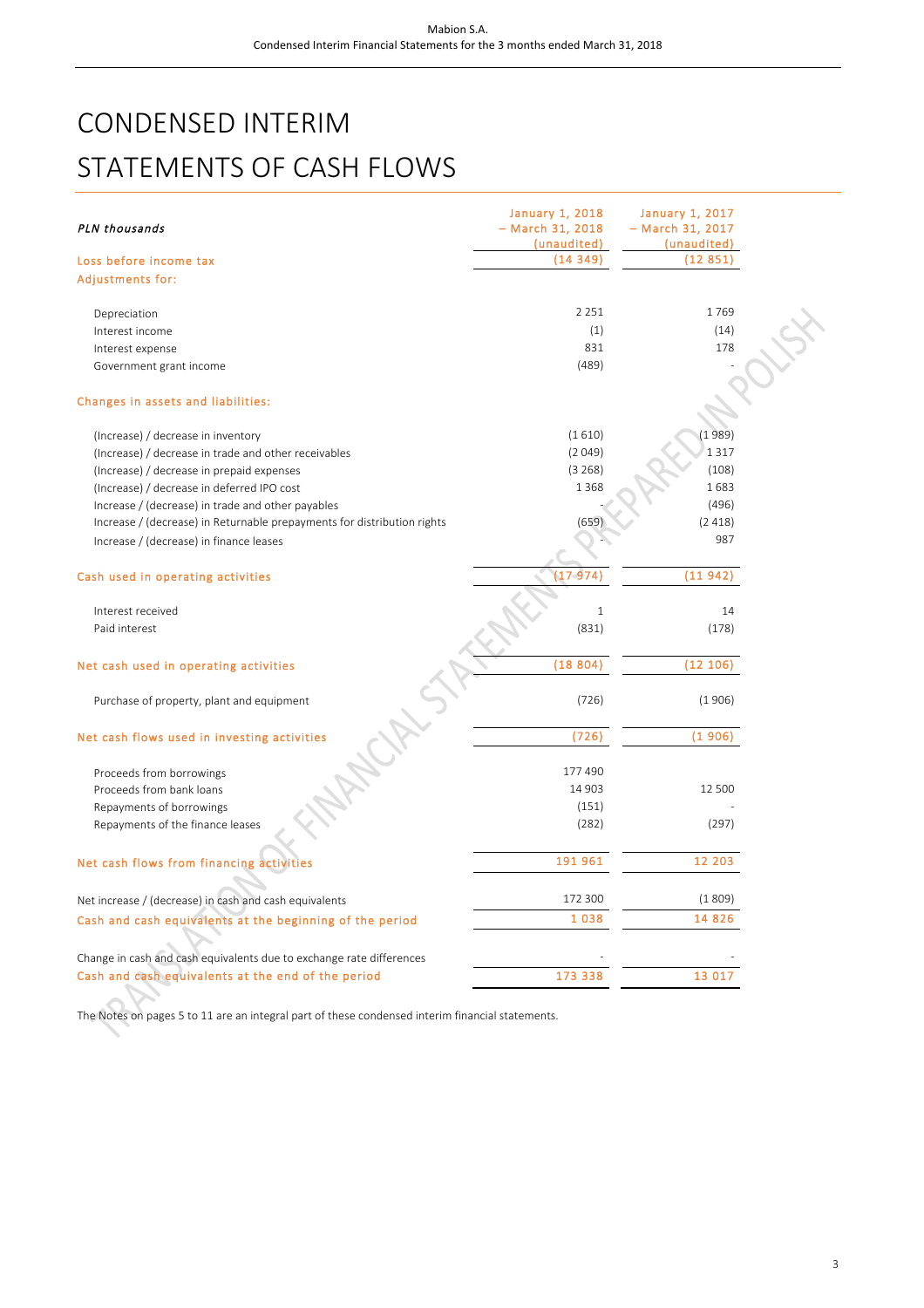# CONDENSED INTERIM STATEMENTS OF CASH FLOWS

| *PLN thousands* | January 1, 2018 – March 31, 2018 (unaudited) | January 1, 2017 – March 31, 2017 (unaudited) |
|---|---|---|
| Loss before income tax | (14 349) | (12 851) |
| Adjustments for: | | |
| Depreciation | 2 251 | 1 769 |
| Interest income | (1) | (14) |
| Interest expense | 831 | 178 |
| Government grant income | (489) | - |
| Changes in assets and liabilities: | | |
| (Increase) / decrease in inventory | (1 610) | (1 989) |
| (Increase) / decrease in trade and other receivables | (2 049) | 1 317 |
| (Increase) / decrease in prepaid expenses | (3 268) | (108) |
| (Increase) / decrease in deferred IPO cost | 1 368 | 1 683 |
| Increase / (decrease) in trade and other payables | - | (496) |
| Increase / (decrease) in Returnable prepayments for distribution rights | (659) | (2 418) |
| Increase / (decrease) in finance leases | - | 987 |
| Cash used in operating activities | (17 974) | (11 942) |
| Interest received | 1 | 14 |
| Paid interest | (831) | (178) |
| Net cash used in operating activities | (18 804) | (12 106) |
| Purchase of property, plant and equipment | (726) | (1 906) |
| Net cash flows used in investing activities | (726) | (1 906) |
| Proceeds from borrowings | 177 490 | |
| Proceeds from bank loans | 14 903 | 12 500 |
| Repayments of borrowings | (151) | - |
| Repayments of the finance leases | (282) | (297) |
| Net cash flows from financing activities | 191 961 | 12 203 |
| Net increase / (decrease) in cash and cash equivalents | 172 300 | (1 809) |
| Cash and cash equivalents at the beginning of the period | 1 038 | 14 826 |
| Change in cash and cash equivalents due to exchange rate differences | - | - |
| Cash and cash equivalents at the end of the period | 173 338 | 13 017 |

The Notes on pages 5 to 11 are an integral part of these condensed interim financial statements.

TRANSLATION OF FINANCIAL STATEMENTS PREPARED IN POLISH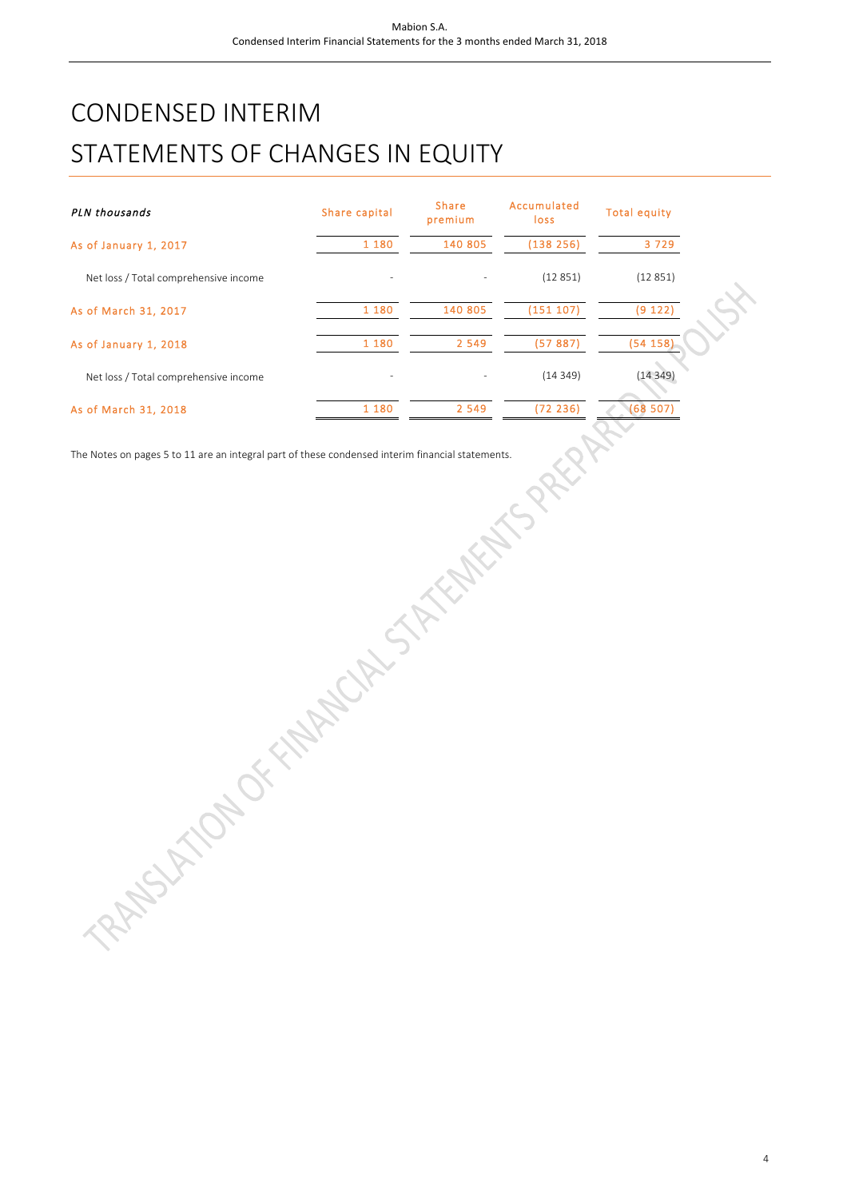# CONDENSED INTERIM STATEMENTS OF CHANGES IN EQUITY

| *PLN thousands* | Share capital | Share premium | Accumulated loss | Total equity |
|---|---|---|---|---|
| As of January 1, 2017 | 1 180 | 140 805 | (138 256) | 3 729 |
| Net loss / Total comprehensive income | - | - | (12 851) | (12 851) |
| As of March 31, 2017 | 1 180 | 140 805 | (151 107) | (9 122) |
| As of January 1, 2018 | 1 180 | 2 549 | (57 887) | (54 158) |
| Net loss / Total comprehensive income | - | - | (14 349) | (14 349) |
| As of March 31, 2018 | 1 180 | 2 549 | (72 236) | (68 507) |

The Notes on pages 5 to 11 are an integral part of these condensed interim financial statements.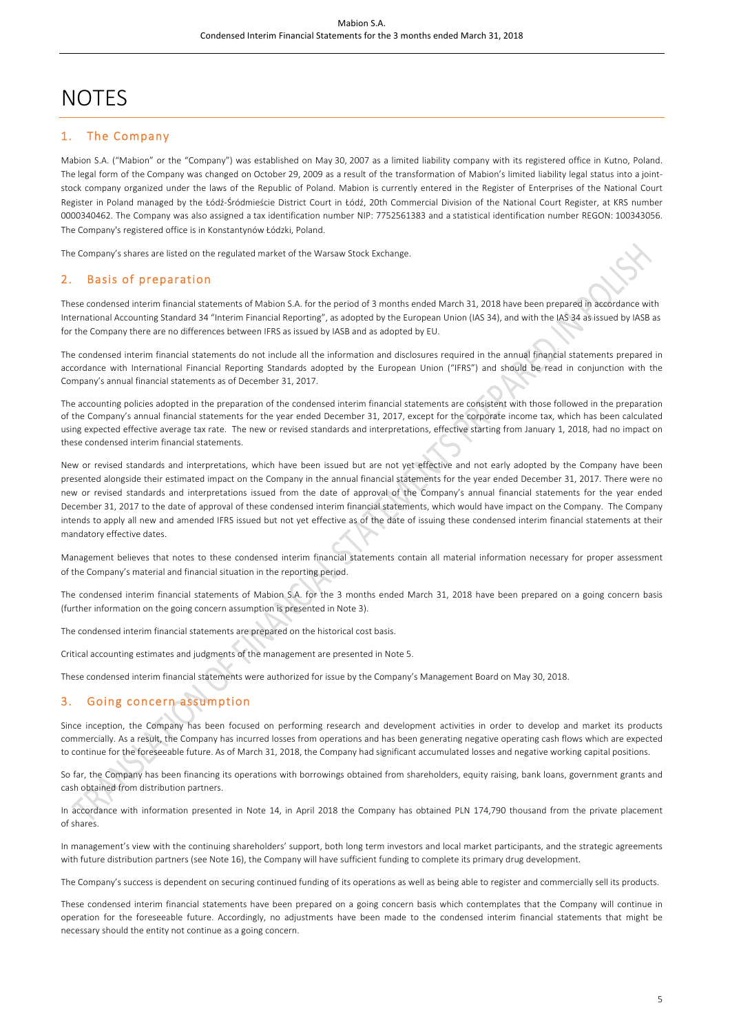# NOTES

## 1. The Company

Mabion S.A. ("Mabion" or the "Company") was established on May 30, 2007 as a limited liability company with its registered office in Kutno, Poland. The legal form of the Company was changed on October 29, 2009 as a result of the transformation of Mabion's limited liability legal status into a joint-stock company organized under the laws of the Republic of Poland. Mabion is currently entered in the Register of Enterprises of the National Court Register in Poland managed by the Łódź-Śródmieście District Court in Łódź, 20th Commercial Division of the National Court Register, at KRS number 0000340462. The Company was also assigned a tax identification number NIP: 7752561383 and a statistical identification number REGON: 100343056. The Company's registered office is in Konstantynów Łódzki, Poland.

The Company's shares are listed on the regulated market of the Warsaw Stock Exchange.

## 2. Basis of preparation

These condensed interim financial statements of Mabion S.A. for the period of 3 months ended March 31, 2018 have been prepared in accordance with International Accounting Standard 34 "Interim Financial Reporting", as adopted by the European Union (IAS 34), and with the IAS 34 as issued by IASB as for the Company there are no differences between IFRS as issued by IASB and as adopted by EU.

The condensed interim financial statements do not include all the information and disclosures required in the annual financial statements prepared in accordance with International Financial Reporting Standards adopted by the European Union ("IFRS") and should be read in conjunction with the Company's annual financial statements as of December 31, 2017.

The accounting policies adopted in the preparation of the condensed interim financial statements are consistent with those followed in the preparation of the Company's annual financial statements for the year ended December 31, 2017, except for the corporate income tax, which has been calculated using expected effective average tax rate. The new or revised standards and interpretations, effective starting from January 1, 2018, had no impact on these condensed interim financial statements.

New or revised standards and interpretations, which have been issued but are not yet effective and not early adopted by the Company have been presented alongside their estimated impact on the Company in the annual financial statements for the year ended December 31, 2017. There were no new or revised standards and interpretations issued from the date of approval of the Company's annual financial statements for the year ended December 31, 2017 to the date of approval of these condensed interim financial statements, which would have impact on the Company. The Company intends to apply all new and amended IFRS issued but not yet effective as of the date of issuing these condensed interim financial statements at their mandatory effective dates.

Management believes that notes to these condensed interim financial statements contain all material information necessary for proper assessment of the Company's material and financial situation in the reporting period.

The condensed interim financial statements of Mabion S.A. for the 3 months ended March 31, 2018 have been prepared on a going concern basis (further information on the going concern assumption is presented in Note 3).

The condensed interim financial statements are prepared on the historical cost basis.

Critical accounting estimates and judgments of the management are presented in Note 5.

These condensed interim financial statements were authorized for issue by the Company's Management Board on May 30, 2018.

## 3. Going concern assumption

Since inception, the Company has been focused on performing research and development activities in order to develop and market its products commercially. As a result, the Company has incurred losses from operations and has been generating negative operating cash flows which are expected to continue for the foreseeable future. As of March 31, 2018, the Company had significant accumulated losses and negative working capital positions.

So far, the Company has been financing its operations with borrowings obtained from shareholders, equity raising, bank loans, government grants and cash obtained from distribution partners.

In accordance with information presented in Note 14, in April 2018 the Company has obtained PLN 174,790 thousand from the private placement of shares.

In management's view with the continuing shareholders' support, both long term investors and local market participants, and the strategic agreements with future distribution partners (see Note 16), the Company will have sufficient funding to complete its primary drug development.

The Company's success is dependent on securing continued funding of its operations as well as being able to register and commercially sell its products.

These condensed interim financial statements have been prepared on a going concern basis which contemplates that the Company will continue in operation for the foreseeable future. Accordingly, no adjustments have been made to the condensed interim financial statements that might be necessary should the entity not continue as a going concern.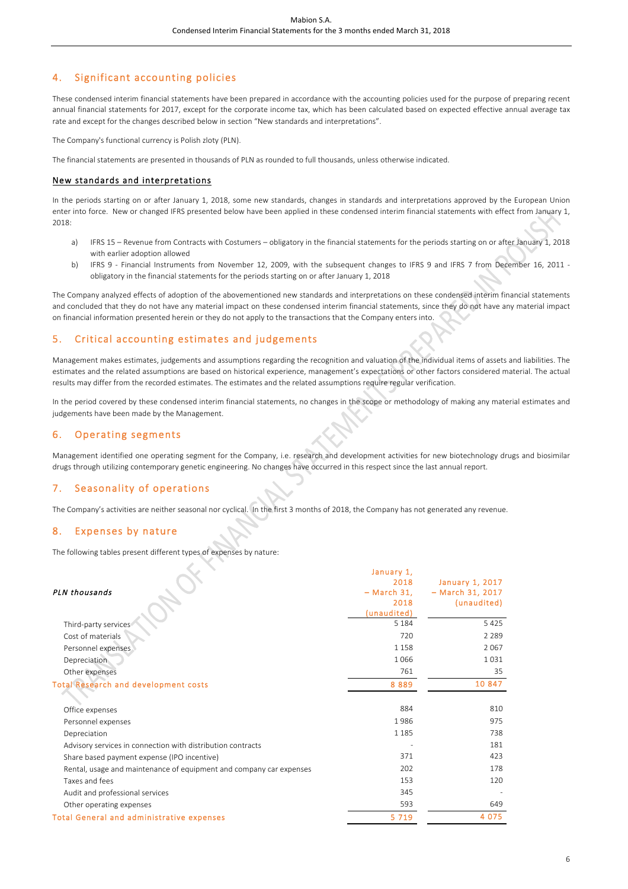## 4. Significant accounting policies

These condensed interim financial statements have been prepared in accordance with the accounting policies used for the purpose of preparing recent annual financial statements for 2017, except for the corporate income tax, which has been calculated based on expected effective annual average tax rate and except for the changes described below in section "New standards and interpretations".

The Company's functional currency is Polish zloty (PLN).

The financial statements are presented in thousands of PLN as rounded to full thousands, unless otherwise indicated.

### New standards and interpretations

In the periods starting on or after January 1, 2018, some new standards, changes in standards and interpretations approved by the European Union enter into force. New or changed IFRS presented below have been applied in these condensed interim financial statements with effect from January 1, 2018:

a) IFRS 15 – Revenue from Contracts with Costumers – obligatory in the financial statements for the periods starting on or after January 1, 2018 with earlier adoption allowed

b) IFRS 9 - Financial Instruments from November 12, 2009, with the subsequent changes to IFRS 9 and IFRS 7 from December 16, 2011 - obligatory in the financial statements for the periods starting on or after January 1, 2018

The Company analyzed effects of adoption of the abovementioned new standards and interpretations on these condensed interim financial statements and concluded that they do not have any material impact on these condensed interim financial statements, since they do not have any material impact on financial information presented herein or they do not apply to the transactions that the Company enters into.

## 5. Critical accounting estimates and judgements

Management makes estimates, judgements and assumptions regarding the recognition and valuation of the individual items of assets and liabilities. The estimates and the related assumptions are based on historical experience, management's expectations or other factors considered material. The actual results may differ from the recorded estimates. The estimates and the related assumptions require regular verification.

In the period covered by these condensed interim financial statements, no changes in the scope or methodology of making any material estimates and judgements have been made by the Management.

## 6. Operating segments

Management identified one operating segment for the Company, i.e. research and development activities for new biotechnology drugs and biosimilar drugs through utilizing contemporary genetic engineering. No changes have occurred in this respect since the last annual report.

## 7. Seasonality of operations

The Company's activities are neither seasonal nor cyclical. In the first 3 months of 2018, the Company has not generated any revenue.

## 8. Expenses by nature

The following tables present different types of expenses by nature:

| *PLN thousands* | January 1, 2018 – March 31, 2018 (unaudited) | January 1, 2017 – March 31, 2017 (unaudited) |
|---|---|---|
| Third-party services | 5 184 | 5 425 |
| Cost of materials | 720 | 2 289 |
| Personnel expenses | 1 158 | 2 067 |
| Depreciation | 1 066 | 1 031 |
| Other expenses | 761 | 35 |
| **Total Research and development costs** | **8 889** | **10 847** |
| | | |
| Office expenses | 884 | 810 |
| Personnel expenses | 1 986 | 975 |
| Depreciation | 1 185 | 738 |
| Advisory services in connection with distribution contracts | - | 181 |
| Share based payment expense (IPO incentive) | 371 | 423 |
| Rental, usage and maintenance of equipment and company car expenses | 202 | 178 |
| Taxes and fees | 153 | 120 |
| Audit and professional services | 345 | - |
| Other operating expenses | 593 | 649 |
| **Total General and administrative expenses** | **5 719** | **4 075** |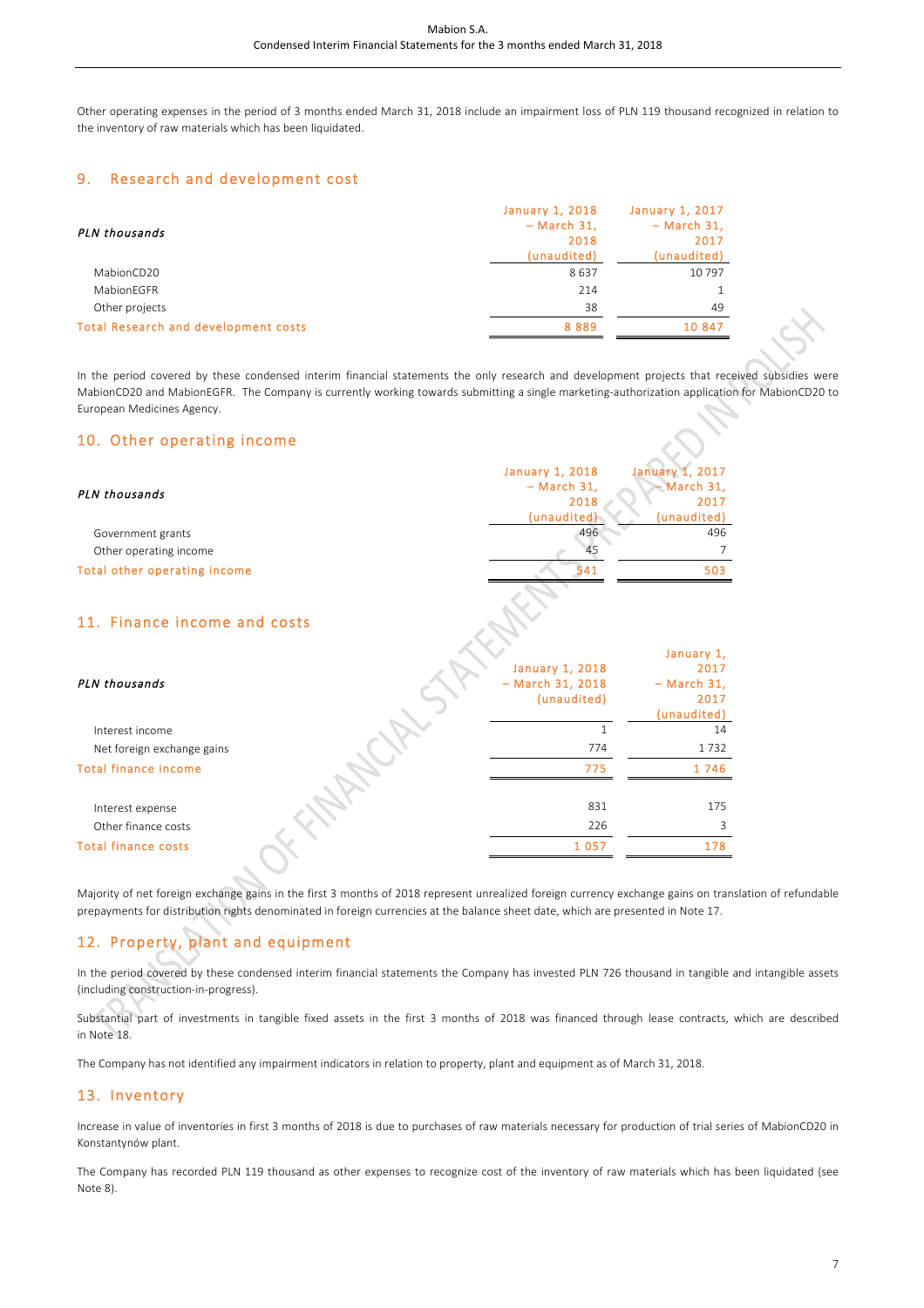Other operating expenses in the period of 3 months ended March 31, 2018 include an impairment loss of PLN 119 thousand recognized in relation to the inventory of raw materials which has been liquidated.

## 9. Research and development cost

| *PLN thousands* | January 1, 2018 – March 31, 2018 (unaudited) | January 1, 2017 – March 31, 2017 (unaudited) |
|---|---|---|
| MabionCD20 | 8 637 | 10 797 |
| MabionEGFR | 214 | 1 |
| Other projects | 38 | 49 |
| Total Research and development costs | 8 889 | 10 847 |

In the period covered by these condensed interim financial statements the only research and development projects that received subsidies were MabionCD20 and MabionEGFR. The Company is currently working towards submitting a single marketing-authorization application for MabionCD20 to European Medicines Agency.

## 10. Other operating income

| *PLN thousands* | January 1, 2018 – March 31, 2018 (unaudited) | January 1, 2017 – March 31, 2017 (unaudited) |
|---|---|---|
| Government grants | 496 | 496 |
| Other operating income | 45 | 7 |
| Total other operating income | 541 | 503 |

## 11. Finance income and costs

| *PLN thousands* | January 1, 2018 – March 31, 2018 (unaudited) | January 1, 2017 – March 31, 2017 (unaudited) |
|---|---|---|
| Interest income | 1 | 14 |
| Net foreign exchange gains | 774 | 1 732 |
| Total finance income | 775 | 1 746 |
| | | |
| Interest expense | 831 | 175 |
| Other finance costs | 226 | 3 |
| Total finance costs | 1 057 | 178 |

Majority of net foreign exchange gains in the first 3 months of 2018 represent unrealized foreign currency exchange gains on translation of refundable prepayments for distribution rights denominated in foreign currencies at the balance sheet date, which are presented in Note 17.

## 12. Property, plant and equipment

In the period covered by these condensed interim financial statements the Company has invested PLN 726 thousand in tangible and intangible assets (including construction-in-progress).

Substantial part of investments in tangible fixed assets in the first 3 months of 2018 was financed through lease contracts, which are described in Note 18.

The Company has not identified any impairment indicators in relation to property, plant and equipment as of March 31, 2018.

## 13. Inventory

Increase in value of inventories in first 3 months of 2018 is due to purchases of raw materials necessary for production of trial series of MabionCD20 in Konstantynów plant.

The Company has recorded PLN 119 thousand as other expenses to recognize cost of the inventory of raw materials which has been liquidated (see Note 8).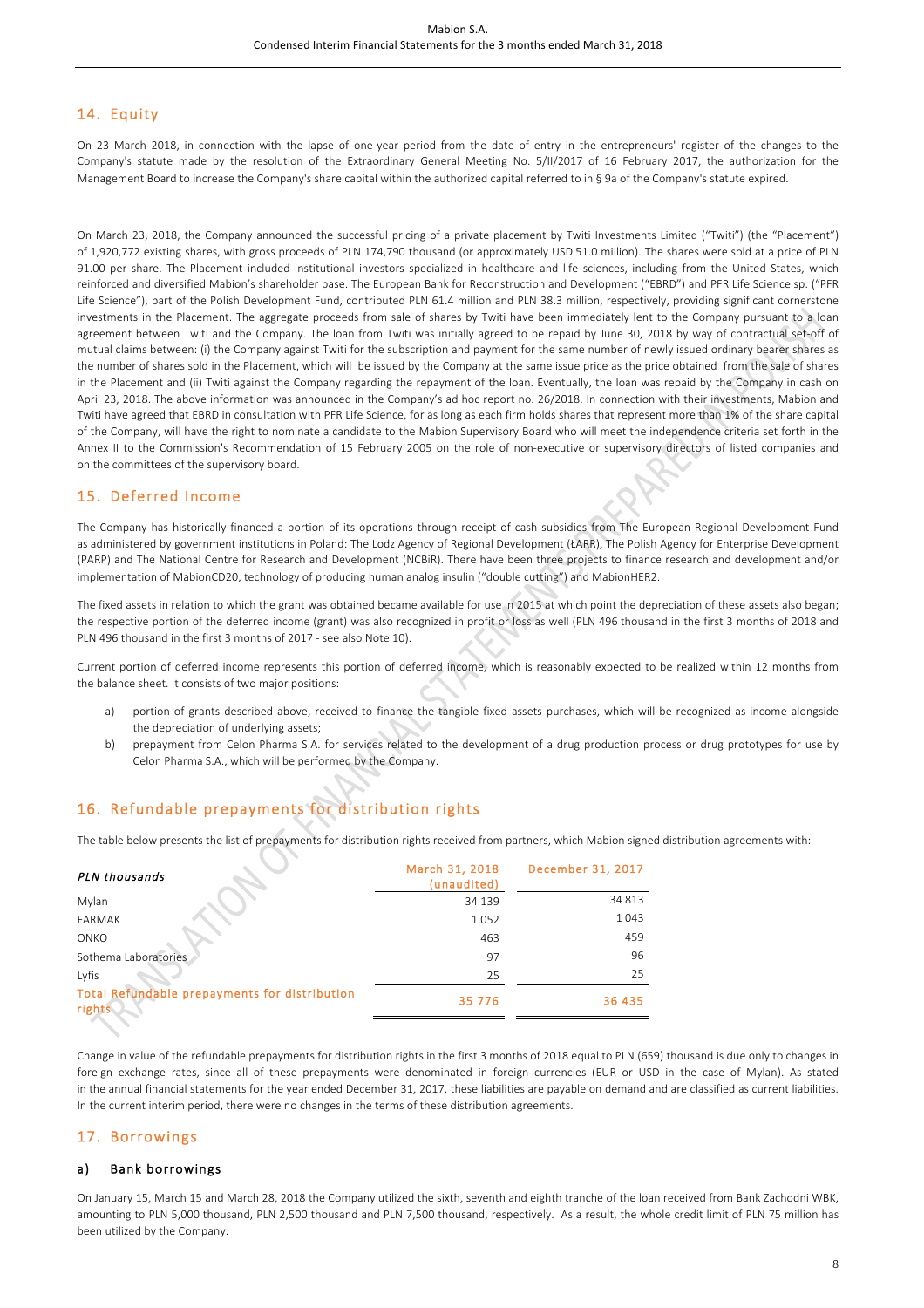## 14. Equity

On 23 March 2018, in connection with the lapse of one-year period from the date of entry in the entrepreneurs' register of the changes to the Company's statute made by the resolution of the Extraordinary General Meeting No. 5/II/2017 of 16 February 2017, the authorization for the Management Board to increase the Company's share capital within the authorized capital referred to in § 9a of the Company's statute expired.

On March 23, 2018, the Company announced the successful pricing of a private placement by Twiti Investments Limited ("Twiti") (the "Placement") of 1,920,772 existing shares, with gross proceeds of PLN 174,790 thousand (or approximately USD 51.0 million). The shares were sold at a price of PLN 91.00 per share. The Placement included institutional investors specialized in healthcare and life sciences, including from the United States, which reinforced and diversified Mabion's shareholder base. The European Bank for Reconstruction and Development ("EBRD") and PFR Life Science sp. ("PFR Life Science"), part of the Polish Development Fund, contributed PLN 61.4 million and PLN 38.3 million, respectively, providing significant cornerstone investments in the Placement. The aggregate proceeds from sale of shares by Twiti have been immediately lent to the Company pursuant to a loan agreement between Twiti and the Company. The loan from Twiti was initially agreed to be repaid by June 30, 2018 by way of contractual set-off of mutual claims between: (i) the Company against Twiti for the subscription and payment for the same number of newly issued ordinary bearer shares as the number of shares sold in the Placement, which will be issued by the Company at the same issue price as the price obtained from the sale of shares in the Placement and (ii) Twiti against the Company regarding the repayment of the loan. Eventually, the loan was repaid by the Company in cash on April 23, 2018. The above information was announced in the Company's ad hoc report no. 26/2018. In connection with their investments, Mabion and Twiti have agreed that EBRD in consultation with PFR Life Science, for as long as each firm holds shares that represent more than 1% of the share capital of the Company, will have the right to nominate a candidate to the Mabion Supervisory Board who will meet the independence criteria set forth in the Annex II to the Commission's Recommendation of 15 February 2005 on the role of non-executive or supervisory directors of listed companies and on the committees of the supervisory board.

## 15. Deferred Income

The Company has historically financed a portion of its operations through receipt of cash subsidies from The European Regional Development Fund as administered by government institutions in Poland: The Lodz Agency of Regional Development (ŁARR), The Polish Agency for Enterprise Development (PARP) and The National Centre for Research and Development (NCBiR). There have been three projects to finance research and development and/or implementation of MabionCD20, technology of producing human analog insulin ("double cutting") and MabionHER2.

The fixed assets in relation to which the grant was obtained became available for use in 2015 at which point the depreciation of these assets also began; the respective portion of the deferred income (grant) was also recognized in profit or loss as well (PLN 496 thousand in the first 3 months of 2018 and PLN 496 thousand in the first 3 months of 2017 - see also Note 10).

Current portion of deferred income represents this portion of deferred income, which is reasonably expected to be realized within 12 months from the balance sheet. It consists of two major positions:

a) portion of grants described above, received to finance the tangible fixed assets purchases, which will be recognized as income alongside the depreciation of underlying assets;

b) prepayment from Celon Pharma S.A. for services related to the development of a drug production process or drug prototypes for use by Celon Pharma S.A., which will be performed by the Company.

## 16. Refundable prepayments for distribution rights

The table below presents the list of prepayments for distribution rights received from partners, which Mabion signed distribution agreements with:

| *PLN thousands* | March 31, 2018 (unaudited) | December 31, 2017 |
|---|---|---|
| Mylan | 34 139 | 34 813 |
| FARMAK | 1 052 | 1 043 |
| ONKO | 463 | 459 |
| Sothema Laboratories | 97 | 96 |
| Lyfis | 25 | 25 |
| Total Refundable prepayments for distribution rights | 35 776 | 36 435 |

Change in value of the refundable prepayments for distribution rights in the first 3 months of 2018 equal to PLN (659) thousand is due only to changes in foreign exchange rates, since all of these prepayments were denominated in foreign currencies (EUR or USD in the case of Mylan). As stated in the annual financial statements for the year ended December 31, 2017, these liabilities are payable on demand and are classified as current liabilities. In the current interim period, there were no changes in the terms of these distribution agreements.

## 17. Borrowings

### a) Bank borrowings

On January 15, March 15 and March 28, 2018 the Company utilized the sixth, seventh and eighth tranche of the loan received from Bank Zachodni WBK, amounting to PLN 5,000 thousand, PLN 2,500 thousand and PLN 7,500 thousand, respectively. As a result, the whole credit limit of PLN 75 million has been utilized by the Company.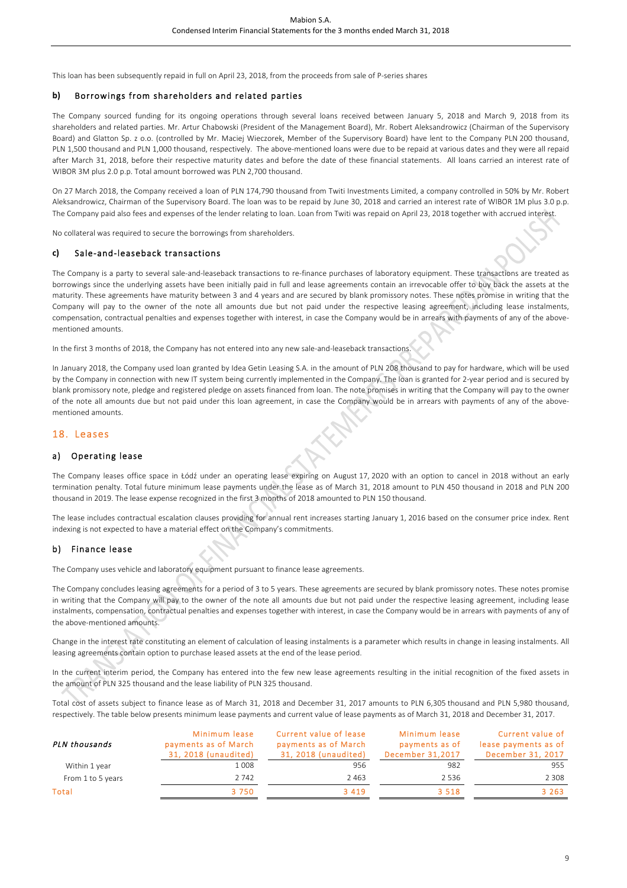This loan has been subsequently repaid in full on April 23, 2018, from the proceeds from sale of P-series shares

### b) Borrowings from shareholders and related parties

The Company sourced funding for its ongoing operations through several loans received between January 5, 2018 and March 9, 2018 from its shareholders and related parties. Mr. Artur Chabowski (President of the Management Board), Mr. Robert Aleksandrowicz (Chairman of the Supervisory Board) and Glatton Sp. z o.o. (controlled by Mr. Maciej Wieczorek, Member of the Supervisory Board) have lent to the Company PLN 200 thousand, PLN 1,500 thousand and PLN 1,000 thousand, respectively. The above-mentioned loans were due to be repaid at various dates and they were all repaid after March 31, 2018, before their respective maturity dates and before the date of these financial statements. All loans carried an interest rate of WIBOR 3M plus 2.0 p.p. Total amount borrowed was PLN 2,700 thousand.

On 27 March 2018, the Company received a loan of PLN 174,790 thousand from Twiti Investments Limited, a company controlled in 50% by Mr. Robert Aleksandrowicz, Chairman of the Supervisory Board. The loan was to be repaid by June 30, 2018 and carried an interest rate of WIBOR 1M plus 3.0 p.p. The Company paid also fees and expenses of the lender relating to loan. Loan from Twiti was repaid on April 23, 2018 together with accrued interest.

No collateral was required to secure the borrowings from shareholders.

### c) Sale-and-leaseback transactions

The Company is a party to several sale-and-leaseback transactions to re-finance purchases of laboratory equipment. These transactions are treated as borrowings since the underlying assets have been initially paid in full and lease agreements contain an irrevocable offer to buy back the assets at the maturity. These agreements have maturity between 3 and 4 years and are secured by blank promissory notes. These notes promise in writing that the Company will pay to the owner of the note all amounts due but not paid under the respective leasing agreement, including lease instalments, compensation, contractual penalties and expenses together with interest, in case the Company would be in arrears with payments of any of the above-mentioned amounts.

In the first 3 months of 2018, the Company has not entered into any new sale-and-leaseback transactions.

In January 2018, the Company used loan granted by Idea Getin Leasing S.A. in the amount of PLN 208 thousand to pay for hardware, which will be used by the Company in connection with new IT system being currently implemented in the Company. The loan is granted for 2-year period and is secured by blank promissory note, pledge and registered pledge on assets financed from loan. The note promises in writing that the Company will pay to the owner of the note all amounts due but not paid under this loan agreement, in case the Company would be in arrears with payments of any of the above-mentioned amounts.

## 18. Leases

### a) Operating lease

The Company leases office space in Łódź under an operating lease expiring on August 17, 2020 with an option to cancel in 2018 without an early termination penalty. Total future minimum lease payments under the lease as of March 31, 2018 amount to PLN 450 thousand in 2018 and PLN 200 thousand in 2019. The lease expense recognized in the first 3 months of 2018 amounted to PLN 150 thousand.

The lease includes contractual escalation clauses providing for annual rent increases starting January 1, 2016 based on the consumer price index. Rent indexing is not expected to have a material effect on the Company's commitments.

### b) Finance lease

The Company uses vehicle and laboratory equipment pursuant to finance lease agreements.

The Company concludes leasing agreements for a period of 3 to 5 years. These agreements are secured by blank promissory notes. These notes promise in writing that the Company will pay to the owner of the note all amounts due but not paid under the respective leasing agreement, including lease instalments, compensation, contractual penalties and expenses together with interest, in case the Company would be in arrears with payments of any of the above-mentioned amounts.

Change in the interest rate constituting an element of calculation of leasing instalments is a parameter which results in change in leasing instalments. All leasing agreements contain option to purchase leased assets at the end of the lease period.

In the current interim period, the Company has entered into the few new lease agreements resulting in the initial recognition of the fixed assets in the amount of PLN 325 thousand and the lease liability of PLN 325 thousand.

Total cost of assets subject to finance lease as of March 31, 2018 and December 31, 2017 amounts to PLN 6,305 thousand and PLN 5,980 thousand, respectively. The table below presents minimum lease payments and current value of lease payments as of March 31, 2018 and December 31, 2017.

| *PLN thousands* | Minimum lease payments as of March 31, 2018 (unaudited) | Current value of lease payments as of March 31, 2018 (unaudited) | Minimum lease payments as of December 31,2017 | Current value of lease payments as of December 31, 2017 |
|---|---|---|---|---|
| Within 1 year | 1 008 | 956 | 982 | 955 |
| From 1 to 5 years | 2 742 | 2 463 | 2 536 | 2 308 |
| Total | 3 750 | 3 419 | 3 518 | 3 263 |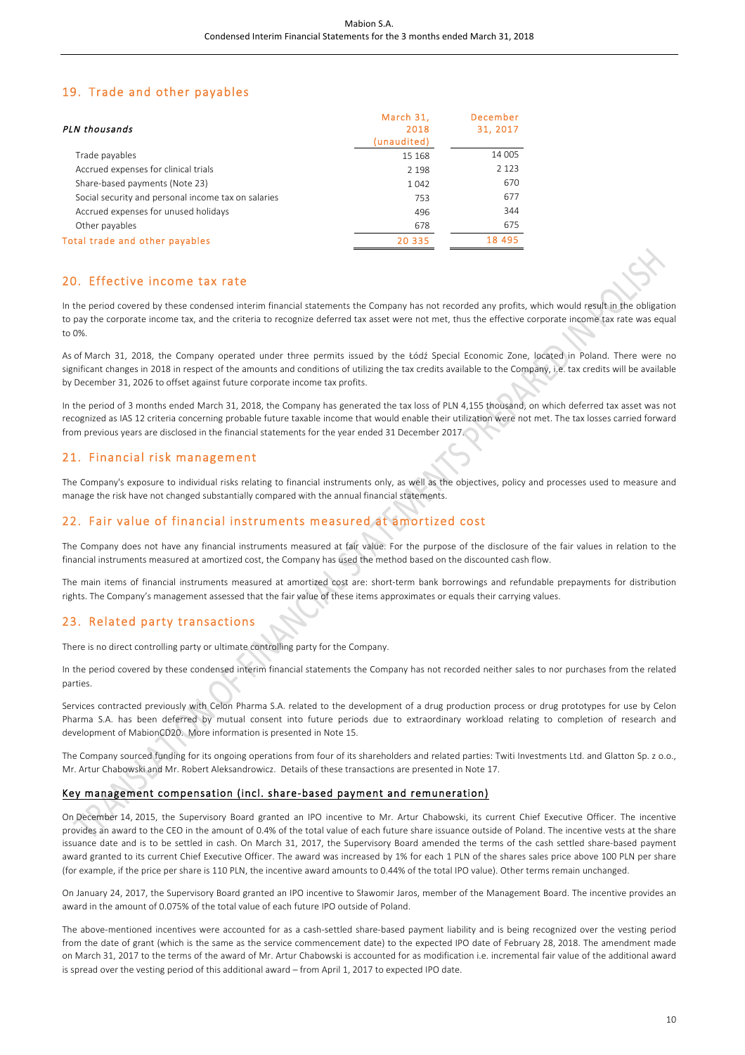## 19. Trade and other payables

| *PLN thousands* | March 31, 2018 (unaudited) | December 31, 2017 |
|---|---|---|
| Trade payables | 15 168 | 14 005 |
| Accrued expenses for clinical trials | 2 198 | 2 123 |
| Share-based payments (Note 23) | 1 042 | 670 |
| Social security and personal income tax on salaries | 753 | 677 |
| Accrued expenses for unused holidays | 496 | 344 |
| Other payables | 678 | 675 |
| **Total trade and other payables** | **20 335** | **18 495** |

## 20. Effective income tax rate

In the period covered by these condensed interim financial statements the Company has not recorded any profits, which would result in the obligation to pay the corporate income tax, and the criteria to recognize deferred tax asset were not met, thus the effective corporate income tax rate was equal to 0%.

As of March 31, 2018, the Company operated under three permits issued by the Łódź Special Economic Zone, located in Poland. There were no significant changes in 2018 in respect of the amounts and conditions of utilizing the tax credits available to the Company, i.e. tax credits will be available by December 31, 2026 to offset against future corporate income tax profits.

In the period of 3 months ended March 31, 2018, the Company has generated the tax loss of PLN 4,155 thousand, on which deferred tax asset was not recognized as IAS 12 criteria concerning probable future taxable income that would enable their utilization were not met. The tax losses carried forward from previous years are disclosed in the financial statements for the year ended 31 December 2017.

## 21. Financial risk management

The Company's exposure to individual risks relating to financial instruments only, as well as the objectives, policy and processes used to measure and manage the risk have not changed substantially compared with the annual financial statements.

## 22. Fair value of financial instruments measured at amortized cost

The Company does not have any financial instruments measured at fair value. For the purpose of the disclosure of the fair values in relation to the financial instruments measured at amortized cost, the Company has used the method based on the discounted cash flow.

The main items of financial instruments measured at amortized cost are: short-term bank borrowings and refundable prepayments for distribution rights. The Company's management assessed that the fair value of these items approximates or equals their carrying values.

## 23. Related party transactions

There is no direct controlling party or ultimate controlling party for the Company.

In the period covered by these condensed interim financial statements the Company has not recorded neither sales to nor purchases from the related parties.

Services contracted previously with Celon Pharma S.A. related to the development of a drug production process or drug prototypes for use by Celon Pharma S.A. has been deferred by mutual consent into future periods due to extraordinary workload relating to completion of research and development of MabionCD20. More information is presented in Note 15.

The Company sourced funding for its ongoing operations from four of its shareholders and related parties: Twiti Investments Ltd. and Glatton Sp. z o.o., Mr. Artur Chabowski and Mr. Robert Aleksandrowicz. Details of these transactions are presented in Note 17.

### Key management compensation (incl. share-based payment and remuneration)

On December 14, 2015, the Supervisory Board granted an IPO incentive to Mr. Artur Chabowski, its current Chief Executive Officer. The incentive provides an award to the CEO in the amount of 0.4% of the total value of each future share issuance outside of Poland. The incentive vests at the share issuance date and is to be settled in cash. On March 31, 2017, the Supervisory Board amended the terms of the cash settled share-based payment award granted to its current Chief Executive Officer. The award was increased by 1% for each 1 PLN of the shares sales price above 100 PLN per share (for example, if the price per share is 110 PLN, the incentive award amounts to 0.44% of the total IPO value). Other terms remain unchanged.

On January 24, 2017, the Supervisory Board granted an IPO incentive to Sławomir Jaros, member of the Management Board. The incentive provides an award in the amount of 0.075% of the total value of each future IPO outside of Poland.

The above-mentioned incentives were accounted for as a cash-settled share-based payment liability and is being recognized over the vesting period from the date of grant (which is the same as the service commencement date) to the expected IPO date of February 28, 2018. The amendment made on March 31, 2017 to the terms of the award of Mr. Artur Chabowski is accounted for as modification i.e. incremental fair value of the additional award is spread over the vesting period of this additional award – from April 1, 2017 to expected IPO date.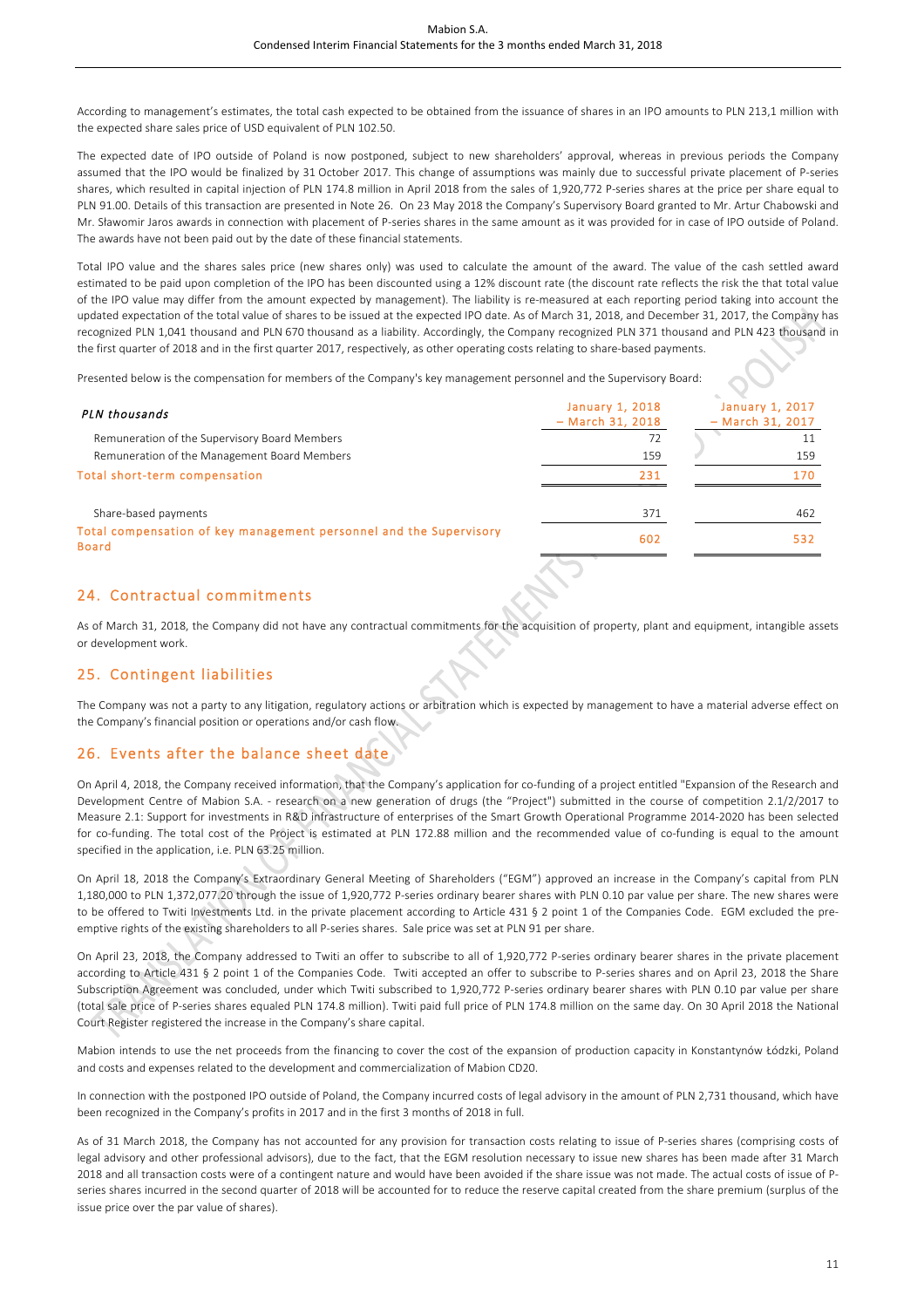According to management's estimates, the total cash expected to be obtained from the issuance of shares in an IPO amounts to PLN 213,1 million with the expected share sales price of USD equivalent of PLN 102.50.

The expected date of IPO outside of Poland is now postponed, subject to new shareholders' approval, whereas in previous periods the Company assumed that the IPO would be finalized by 31 October 2017. This change of assumptions was mainly due to successful private placement of P-series shares, which resulted in capital injection of PLN 174.8 million in April 2018 from the sales of 1,920,772 P-series shares at the price per share equal to PLN 91.00. Details of this transaction are presented in Note 26. On 23 May 2018 the Company's Supervisory Board granted to Mr. Artur Chabowski and Mr. Sławomir Jaros awards in connection with placement of P-series shares in the same amount as it was provided for in case of IPO outside of Poland. The awards have not been paid out by the date of these financial statements.

Total IPO value and the shares sales price (new shares only) was used to calculate the amount of the award. The value of the cash settled award estimated to be paid upon completion of the IPO has been discounted using a 12% discount rate (the discount rate reflects the risk the that total value of the IPO value may differ from the amount expected by management). The liability is re-measured at each reporting period taking into account the updated expectation of the total value of shares to be issued at the expected IPO date. As of March 31, 2018, and December 31, 2017, the Company has recognized PLN 1,041 thousand and PLN 670 thousand as a liability. Accordingly, the Company recognized PLN 371 thousand and PLN 423 thousand in the first quarter of 2018 and in the first quarter 2017, respectively, as other operating costs relating to share-based payments.

Presented below is the compensation for members of the Company's key management personnel and the Supervisory Board:

| *PLN thousands* | January 1, 2018 – March 31, 2018 | January 1, 2017 – March 31, 2017 |
|---|---|---|
| Remuneration of the Supervisory Board Members | 72 | 11 |
| Remuneration of the Management Board Members | 159 | 159 |
| Total short-term compensation | 231 | 170 |
| | | |
| Share-based payments | 371 | 462 |
| Total compensation of key management personnel and the Supervisory Board | 602 | 532 |

## 24. Contractual commitments

As of March 31, 2018, the Company did not have any contractual commitments for the acquisition of property, plant and equipment, intangible assets or development work.

## 25. Contingent liabilities

The Company was not a party to any litigation, regulatory actions or arbitration which is expected by management to have a material adverse effect on the Company's financial position or operations and/or cash flow.

## 26. Events after the balance sheet date

On April 4, 2018, the Company received information, that the Company's application for co-funding of a project entitled "Expansion of the Research and Development Centre of Mabion S.A. - research on a new generation of drugs (the "Project") submitted in the course of competition 2.1/2/2017 to Measure 2.1: Support for investments in R&D infrastructure of enterprises of the Smart Growth Operational Programme 2014-2020 has been selected for co-funding. The total cost of the Project is estimated at PLN 172.88 million and the recommended value of co-funding is equal to the amount specified in the application, i.e. PLN 63.25 million.

On April 18, 2018 the Company's Extraordinary General Meeting of Shareholders ("EGM") approved an increase in the Company's capital from PLN 1,180,000 to PLN 1,372,077.20 through the issue of 1,920,772 P-series ordinary bearer shares with PLN 0.10 par value per share. The new shares were to be offered to Twiti Investments Ltd. in the private placement according to Article 431 § 2 point 1 of the Companies Code. EGM excluded the pre-emptive rights of the existing shareholders to all P-series shares. Sale price was set at PLN 91 per share.

On April 23, 2018, the Company addressed to Twiti an offer to subscribe to all of 1,920,772 P-series ordinary bearer shares in the private placement according to Article 431 § 2 point 1 of the Companies Code. Twiti accepted an offer to subscribe to P-series shares and on April 23, 2018 the Share Subscription Agreement was concluded, under which Twiti subscribed to 1,920,772 P-series ordinary bearer shares with PLN 0.10 par value per share (total sale price of P-series shares equaled PLN 174.8 million). Twiti paid full price of PLN 174.8 million on the same day. On 30 April 2018 the National Court Register registered the increase in the Company's share capital.

Mabion intends to use the net proceeds from the financing to cover the cost of the expansion of production capacity in Konstantynów Łódzki, Poland and costs and expenses related to the development and commercialization of Mabion CD20.

In connection with the postponed IPO outside of Poland, the Company incurred costs of legal advisory in the amount of PLN 2,731 thousand, which have been recognized in the Company's profits in 2017 and in the first 3 months of 2018 in full.

As of 31 March 2018, the Company has not accounted for any provision for transaction costs relating to issue of P-series shares (comprising costs of legal advisory and other professional advisors), due to the fact, that the EGM resolution necessary to issue new shares has been made after 31 March 2018 and all transaction costs were of a contingent nature and would have been avoided if the share issue was not made. The actual costs of issue of P-series shares incurred in the second quarter of 2018 will be accounted for to reduce the reserve capital created from the share premium (surplus of the issue price over the par value of shares).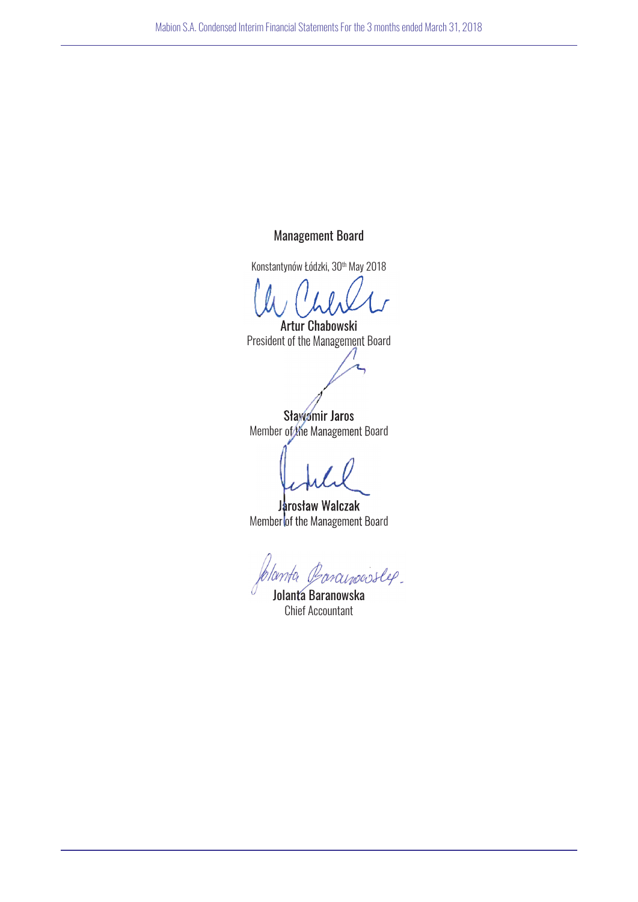Management Board

Konstantynów Łódzki, 30th May 2018

**Artur Chabowski**
President of the Management Board

**Sławomir Jaros**
Member of the Management Board

**Jarosław Walczak**
Member of the Management Board

**Jolanta Baranowska**
Chief Accountant